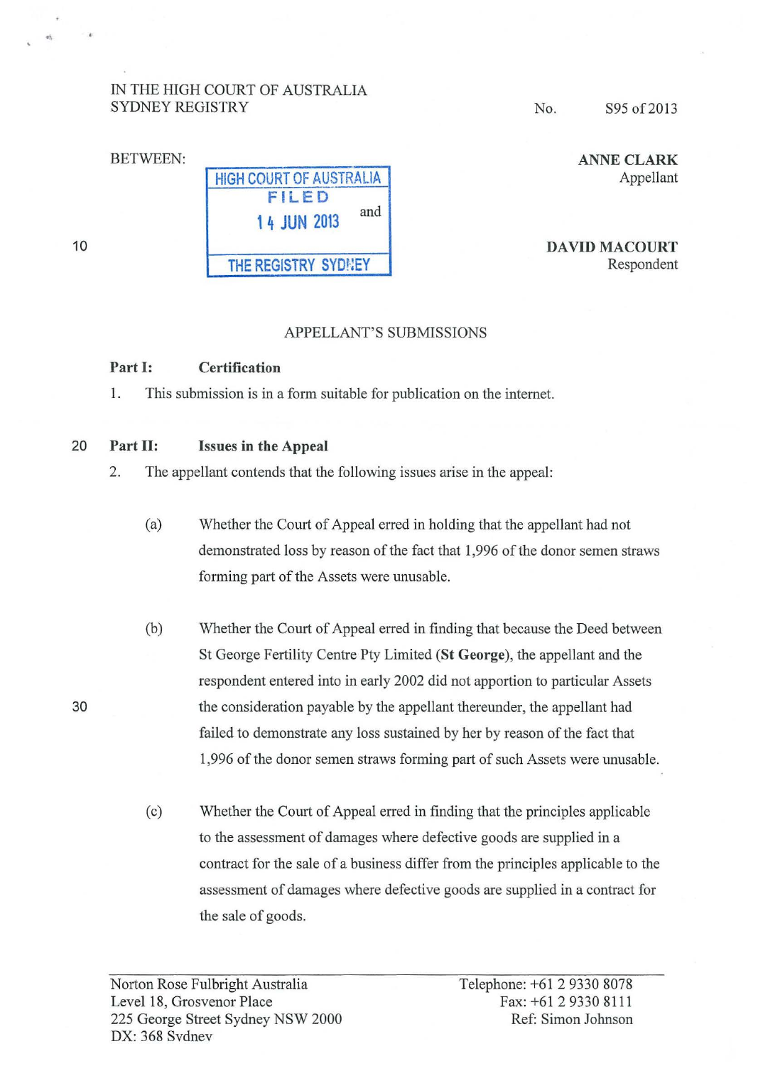IN THE HIGH COURT OF AUSTRALIA
SYDNEY REGISTRY

No. S95 of 2013

BETWEEN:

HIGH COURT OF AUSTRALIA
FILED
14 JUN 2013
THE REGISTRY SYDNEY

**ANNE CLARK**
Appellant

and

**DAVID MACOURT**
Respondent

APPELLANT'S SUBMISSIONS

**Part I: Certification**

1. This submission is in a form suitable for publication on the internet.

**Part II: Issues in the Appeal**

2. The appellant contends that the following issues arise in the appeal:

   (a) Whether the Court of Appeal erred in holding that the appellant had not demonstrated loss by reason of the fact that 1,996 of the donor semen straws forming part of the Assets were unusable.

   (b) Whether the Court of Appeal erred in finding that because the Deed between St George Fertility Centre Pty Limited (**St George**), the appellant and the respondent entered into in early 2002 did not apportion to particular Assets the consideration payable by the appellant thereunder, the appellant had failed to demonstrate any loss sustained by her by reason of the fact that 1,996 of the donor semen straws forming part of such Assets were unusable.

   (c) Whether the Court of Appeal erred in finding that the principles applicable to the assessment of damages where defective goods are supplied in a contract for the sale of a business differ from the principles applicable to the assessment of damages where defective goods are supplied in a contract for the sale of goods.

Norton Rose Fulbright Australia
Level 18, Grosvenor Place
225 George Street Sydney NSW 2000
DX: 368 Sydney

Telephone: +61 2 9330 8078
Fax: +61 2 9330 8111
Ref: Simon Johnson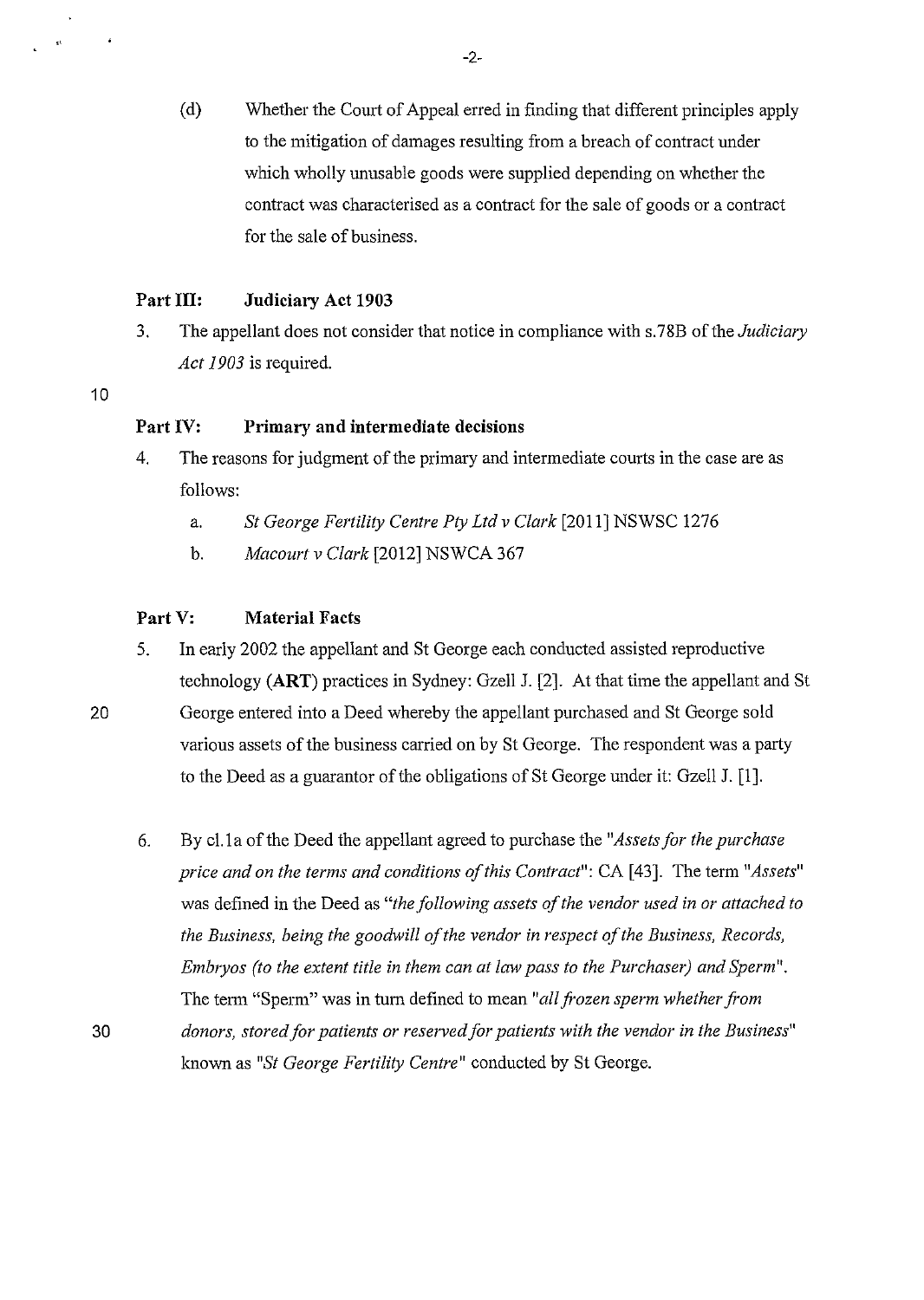(d) Whether the Court of Appeal erred in finding that different principles apply to the mitigation of damages resulting from a breach of contract under which wholly unusable goods were supplied depending on whether the contract was characterised as a contract for the sale of goods or a contract for the sale of business.

## Part III: Judiciary Act 1903

3. The appellant does not consider that notice in compliance with s.78B of the *Judiciary Act 1903* is required.

## Part IV: Primary and intermediate decisions

4. The reasons for judgment of the primary and intermediate courts in the case are as follows:

   a. *St George Fertility Centre Pty Ltd v Clark* [2011] NSWSC 1276

   b. *Macourt v Clark* [2012] NSWCA 367

## Part V: Material Facts

5. In early 2002 the appellant and St George each conducted assisted reproductive technology (**ART**) practices in Sydney: Gzell J. [2]. At that time the appellant and St George entered into a Deed whereby the appellant purchased and St George sold various assets of the business carried on by St George. The respondent was a party to the Deed as a guarantor of the obligations of St George under it: Gzell J. [1].

6. By cl.1a of the Deed the appellant agreed to purchase the *"Assets for the purchase price and on the terms and conditions of this Contract"*: CA [43]. The term *"Assets"* was defined in the Deed as *"the following assets of the vendor used in or attached to the Business, being the goodwill of the vendor in respect of the Business, Records, Embryos (to the extent title in them can at law pass to the Purchaser) and Sperm"*. The term "Sperm" was in turn defined to mean *"all frozen sperm whether from donors, stored for patients or reserved for patients with the vendor in the Business"* known as *"St George Fertility Centre"* conducted by St George.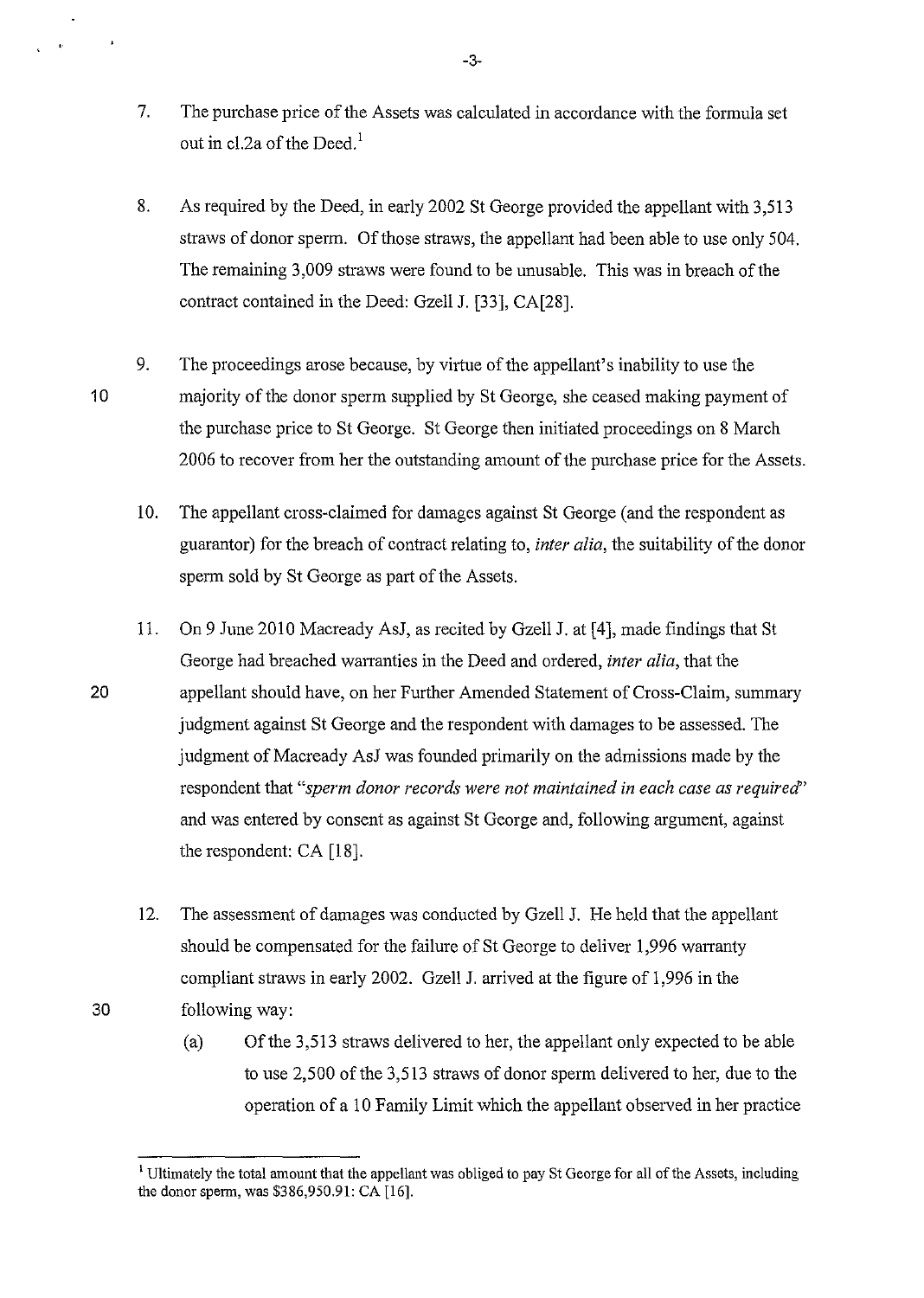7. The purchase price of the Assets was calculated in accordance with the formula set out in cl.2a of the Deed.[1]

8. As required by the Deed, in early 2002 St George provided the appellant with 3,513 straws of donor sperm. Of those straws, the appellant had been able to use only 504. The remaining 3,009 straws were found to be unusable. This was in breach of the contract contained in the Deed: Gzell J. [33], CA[28].

9. The proceedings arose because, by virtue of the appellant's inability to use the majority of the donor sperm supplied by St George, she ceased making payment of the purchase price to St George. St George then initiated proceedings on 8 March 2006 to recover from her the outstanding amount of the purchase price for the Assets.

10. The appellant cross-claimed for damages against St George (and the respondent as guarantor) for the breach of contract relating to, *inter alia*, the suitability of the donor sperm sold by St George as part of the Assets.

11. On 9 June 2010 Macready AsJ, as recited by Gzell J. at [4], made findings that St George had breached warranties in the Deed and ordered, *inter alia*, that the appellant should have, on her Further Amended Statement of Cross-Claim, summary judgment against St George and the respondent with damages to be assessed. The judgment of Macready AsJ was founded primarily on the admissions made by the respondent that *"sperm donor records were not maintained in each case as required"* and was entered by consent as against St George and, following argument, against the respondent: CA [18].

12. The assessment of damages was conducted by Gzell J. He held that the appellant should be compensated for the failure of St George to deliver 1,996 warranty compliant straws in early 2002. Gzell J. arrived at the figure of 1,996 in the following way:

    (a) Of the 3,513 straws delivered to her, the appellant only expected to be able to use 2,500 of the 3,513 straws of donor sperm delivered to her, due to the operation of a 10 Family Limit which the appellant observed in her practice

---

[1] Ultimately the total amount that the appellant was obliged to pay St George for all of the Assets, including the donor sperm, was $386,950.91: CA [16].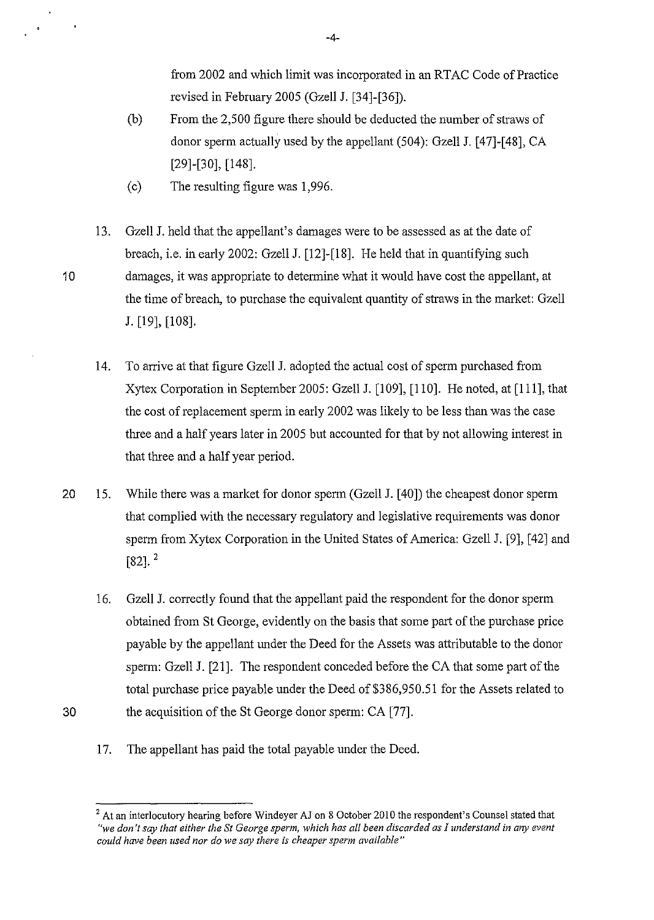from 2002 and which limit was incorporated in an RTAC Code of Practice revised in February 2005 (Gzell J. [34]-[36]).

(b) From the 2,500 figure there should be deducted the number of straws of donor sperm actually used by the appellant (504): Gzell J. [47]-[48], CA [29]-[30], [148].

(c) The resulting figure was 1,996.

13. Gzell J. held that the appellant's damages were to be assessed as at the date of breach, i.e. in early 2002: Gzell J. [12]-[18]. He held that in quantifying such damages, it was appropriate to determine what it would have cost the appellant, at the time of breach, to purchase the equivalent quantity of straws in the market: Gzell J. [19], [108].

14. To arrive at that figure Gzell J. adopted the actual cost of sperm purchased from Xytex Corporation in September 2005: Gzell J. [109], [110]. He noted, at [111], that the cost of replacement sperm in early 2002 was likely to be less than was the case three and a half years later in 2005 but accounted for that by not allowing interest in that three and a half year period.

15. While there was a market for donor sperm (Gzell J. [40]) the cheapest donor sperm that complied with the necessary regulatory and legislative requirements was donor sperm from Xytex Corporation in the United States of America: Gzell J. [9], [42] and [82]. [2]

16. Gzell J. correctly found that the appellant paid the respondent for the donor sperm obtained from St George, evidently on the basis that some part of the purchase price payable by the appellant under the Deed for the Assets was attributable to the donor sperm: Gzell J. [21]. The respondent conceded before the CA that some part of the total purchase price payable under the Deed of $386,950.51 for the Assets related to the acquisition of the St George donor sperm: CA [77].

17. The appellant has paid the total payable under the Deed.

---

[2] At an interlocutory hearing before Windeyer AJ on 8 October 2010 the respondent's Counsel stated that *"we don't say that either the St George sperm, which has all been discarded as I understand in any event could have been used nor do we say there is cheaper sperm available"*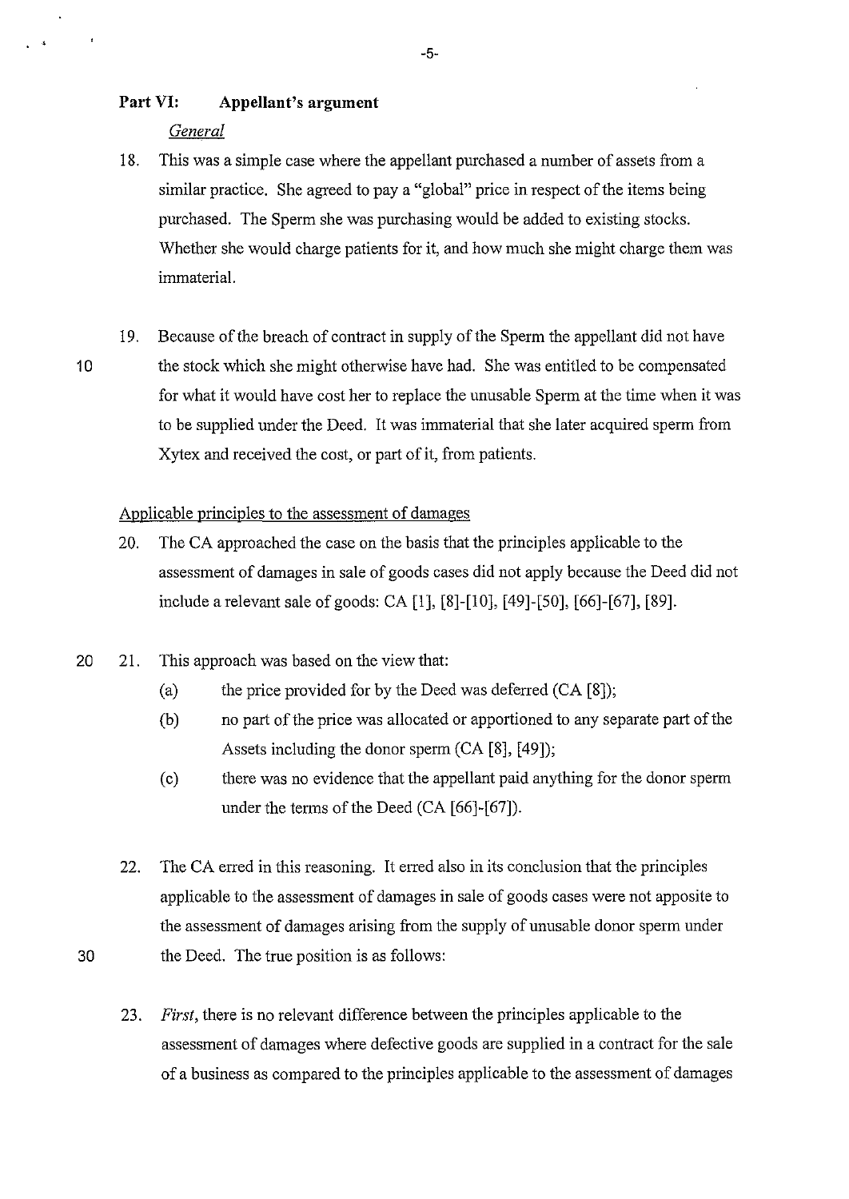## Part VI: Appellant's argument

*General*

18. This was a simple case where the appellant purchased a number of assets from a similar practice. She agreed to pay a "global" price in respect of the items being purchased. The Sperm she was purchasing would be added to existing stocks. Whether she would charge patients for it, and how much she might charge them was immaterial.

19. Because of the breach of contract in supply of the Sperm the appellant did not have the stock which she might otherwise have had. She was entitled to be compensated for what it would have cost her to replace the unusable Sperm at the time when it was to be supplied under the Deed. It was immaterial that she later acquired sperm from Xytex and received the cost, or part of it, from patients.

Applicable principles to the assessment of damages

20. The CA approached the case on the basis that the principles applicable to the assessment of damages in sale of goods cases did not apply because the Deed did not include a relevant sale of goods: CA [1], [8]-[10], [49]-[50], [66]-[67], [89].

21. This approach was based on the view that:
    (a) the price provided for by the Deed was deferred (CA [8]);
    (b) no part of the price was allocated or apportioned to any separate part of the Assets including the donor sperm (CA [8], [49]);
    (c) there was no evidence that the appellant paid anything for the donor sperm under the terms of the Deed (CA [66]-[67]).

22. The CA erred in this reasoning. It erred also in its conclusion that the principles applicable to the assessment of damages in sale of goods cases were not apposite to the assessment of damages arising from the supply of unusable donor sperm under the Deed. The true position is as follows:

23. *First*, there is no relevant difference between the principles applicable to the assessment of damages where defective goods are supplied in a contract for the sale of a business as compared to the principles applicable to the assessment of damages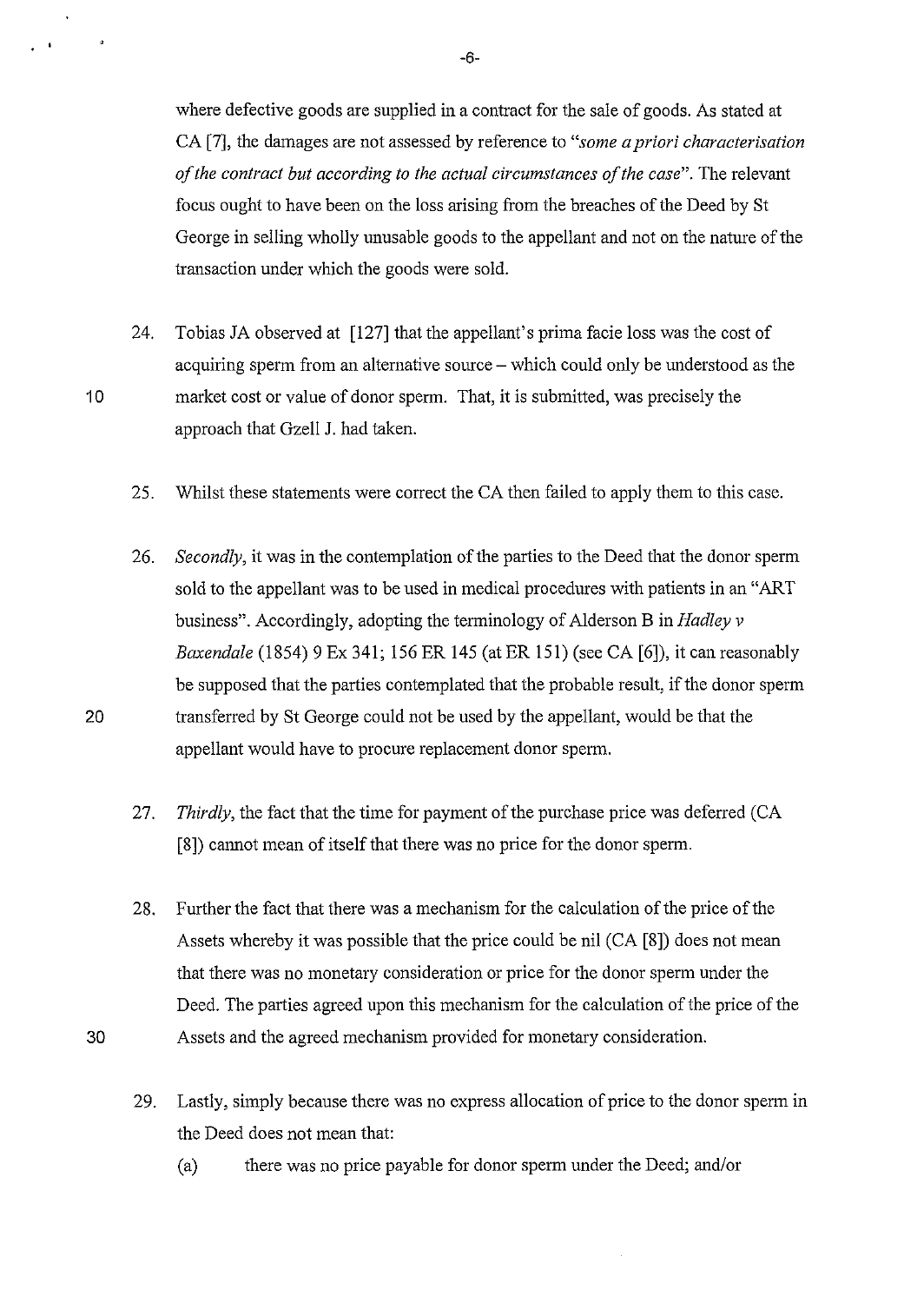where defective goods are supplied in a contract for the sale of goods. As stated at CA [7], the damages are not assessed by reference to *"some a priori characterisation of the contract but according to the actual circumstances of the case"*. The relevant focus ought to have been on the loss arising from the breaches of the Deed by St George in selling wholly unusable goods to the appellant and not on the nature of the transaction under which the goods were sold.

24. Tobias JA observed at [127] that the appellant's prima facie loss was the cost of acquiring sperm from an alternative source – which could only be understood as the market cost or value of donor sperm. That, it is submitted, was precisely the approach that Gzell J. had taken.

25. Whilst these statements were correct the CA then failed to apply them to this case.

26. *Secondly*, it was in the contemplation of the parties to the Deed that the donor sperm sold to the appellant was to be used in medical procedures with patients in an "ART business". Accordingly, adopting the terminology of Alderson B in *Hadley v Baxendale* (1854) 9 Ex 341; 156 ER 145 (at ER 151) (see CA [6]), it can reasonably be supposed that the parties contemplated that the probable result, if the donor sperm transferred by St George could not be used by the appellant, would be that the appellant would have to procure replacement donor sperm.

27. *Thirdly*, the fact that the time for payment of the purchase price was deferred (CA [8]) cannot mean of itself that there was no price for the donor sperm.

28. Further the fact that there was a mechanism for the calculation of the price of the Assets whereby it was possible that the price could be nil (CA [8]) does not mean that there was no monetary consideration or price for the donor sperm under the Deed. The parties agreed upon this mechanism for the calculation of the price of the Assets and the agreed mechanism provided for monetary consideration.

29. Lastly, simply because there was no express allocation of price to the donor sperm in the Deed does not mean that:

    (a) there was no price payable for donor sperm under the Deed; and/or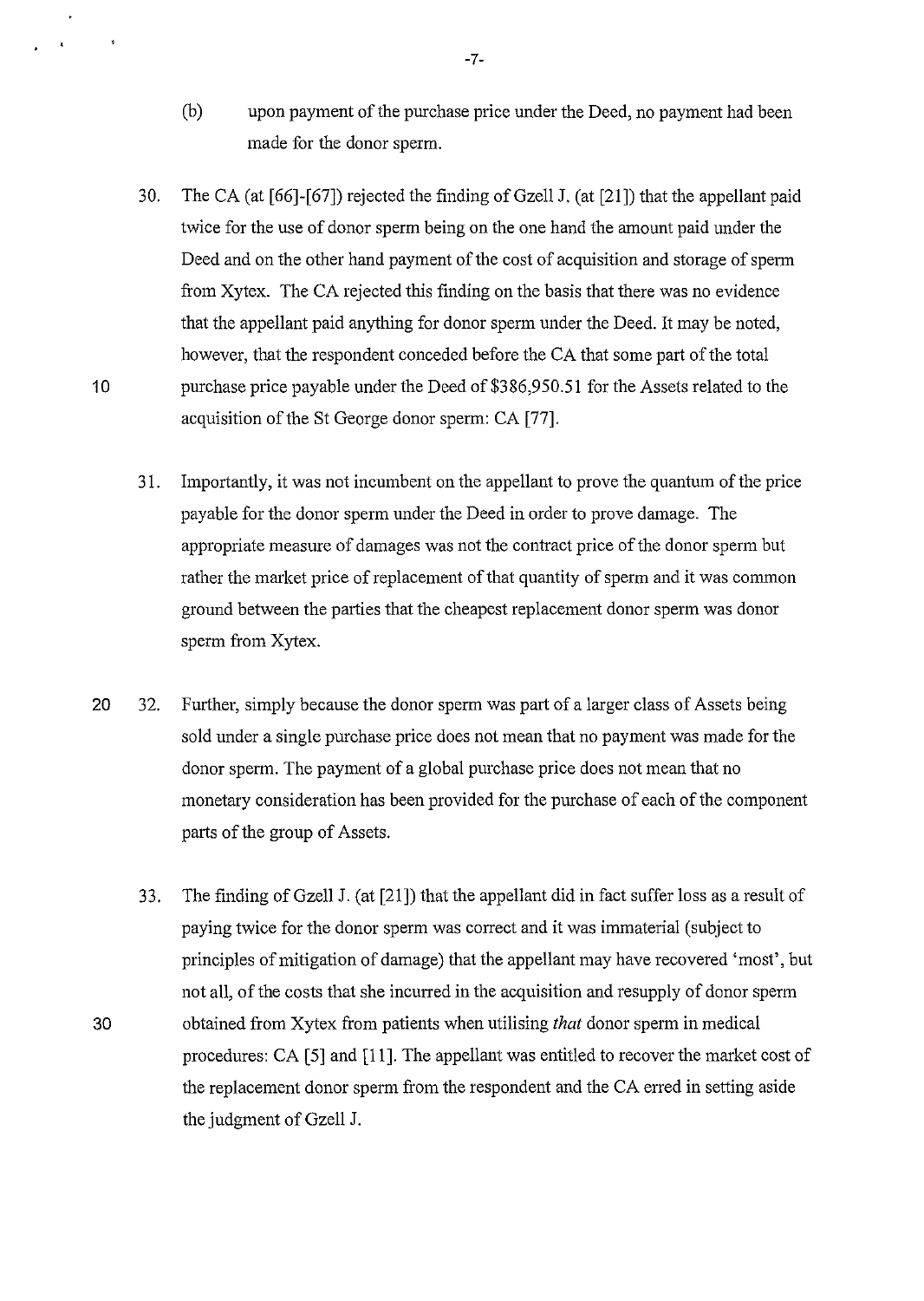(b) upon payment of the purchase price under the Deed, no payment had been made for the donor sperm.

30. The CA (at [66]-[67]) rejected the finding of Gzell J. (at [21]) that the appellant paid twice for the use of donor sperm being on the one hand the amount paid under the Deed and on the other hand payment of the cost of acquisition and storage of sperm from Xytex. The CA rejected this finding on the basis that there was no evidence that the appellant paid anything for donor sperm under the Deed. It may be noted, however, that the respondent conceded before the CA that some part of the total purchase price payable under the Deed of $386,950.51 for the Assets related to the acquisition of the St George donor sperm: CA [77].

31. Importantly, it was not incumbent on the appellant to prove the quantum of the price payable for the donor sperm under the Deed in order to prove damage. The appropriate measure of damages was not the contract price of the donor sperm but rather the market price of replacement of that quantity of sperm and it was common ground between the parties that the cheapest replacement donor sperm was donor sperm from Xytex.

32. Further, simply because the donor sperm was part of a larger class of Assets being sold under a single purchase price does not mean that no payment was made for the donor sperm. The payment of a global purchase price does not mean that no monetary consideration has been provided for the purchase of each of the component parts of the group of Assets.

33. The finding of Gzell J. (at [21]) that the appellant did in fact suffer loss as a result of paying twice for the donor sperm was correct and it was immaterial (subject to principles of mitigation of damage) that the appellant may have recovered 'most', but not all, of the costs that she incurred in the acquisition and resupply of donor sperm obtained from Xytex from patients when utilising *that* donor sperm in medical procedures: CA [5] and [11]. The appellant was entitled to recover the market cost of the replacement donor sperm from the respondent and the CA erred in setting aside the judgment of Gzell J.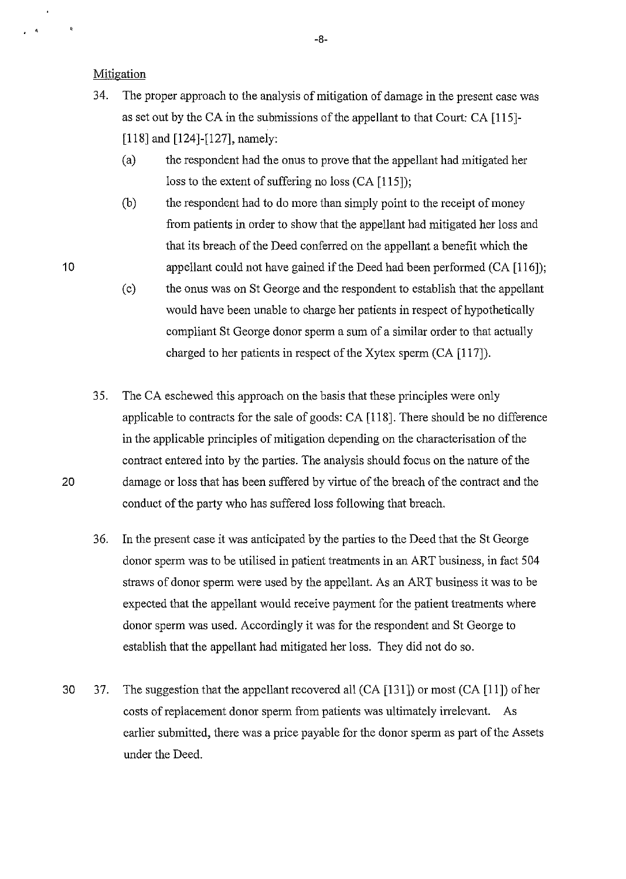Mitigation

34. The proper approach to the analysis of mitigation of damage in the present case was as set out by the CA in the submissions of the appellant to that Court: CA [115]-[118] and [124]-[127], namely:

    (a) the respondent had the onus to prove that the appellant had mitigated her loss to the extent of suffering no loss (CA [115]);

    (b) the respondent had to do more than simply point to the receipt of money from patients in order to show that the appellant had mitigated her loss and that its breach of the Deed conferred on the appellant a benefit which the appellant could not have gained if the Deed had been performed (CA [116]);

    (c) the onus was on St George and the respondent to establish that the appellant would have been unable to charge her patients in respect of hypothetically compliant St George donor sperm a sum of a similar order to that actually charged to her patients in respect of the Xytex sperm (CA [117]).

35. The CA eschewed this approach on the basis that these principles were only applicable to contracts for the sale of goods: CA [118]. There should be no difference in the applicable principles of mitigation depending on the characterisation of the contract entered into by the parties. The analysis should focus on the nature of the damage or loss that has been suffered by virtue of the breach of the contract and the conduct of the party who has suffered loss following that breach.

36. In the present case it was anticipated by the parties to the Deed that the St George donor sperm was to be utilised in patient treatments in an ART business, in fact 504 straws of donor sperm were used by the appellant. As an ART business it was to be expected that the appellant would receive payment for the patient treatments where donor sperm was used. Accordingly it was for the respondent and St George to establish that the appellant had mitigated her loss. They did not do so.

37. The suggestion that the appellant recovered all (CA [131]) or most (CA [11]) of her costs of replacement donor sperm from patients was ultimately irrelevant. As earlier submitted, there was a price payable for the donor sperm as part of the Assets under the Deed.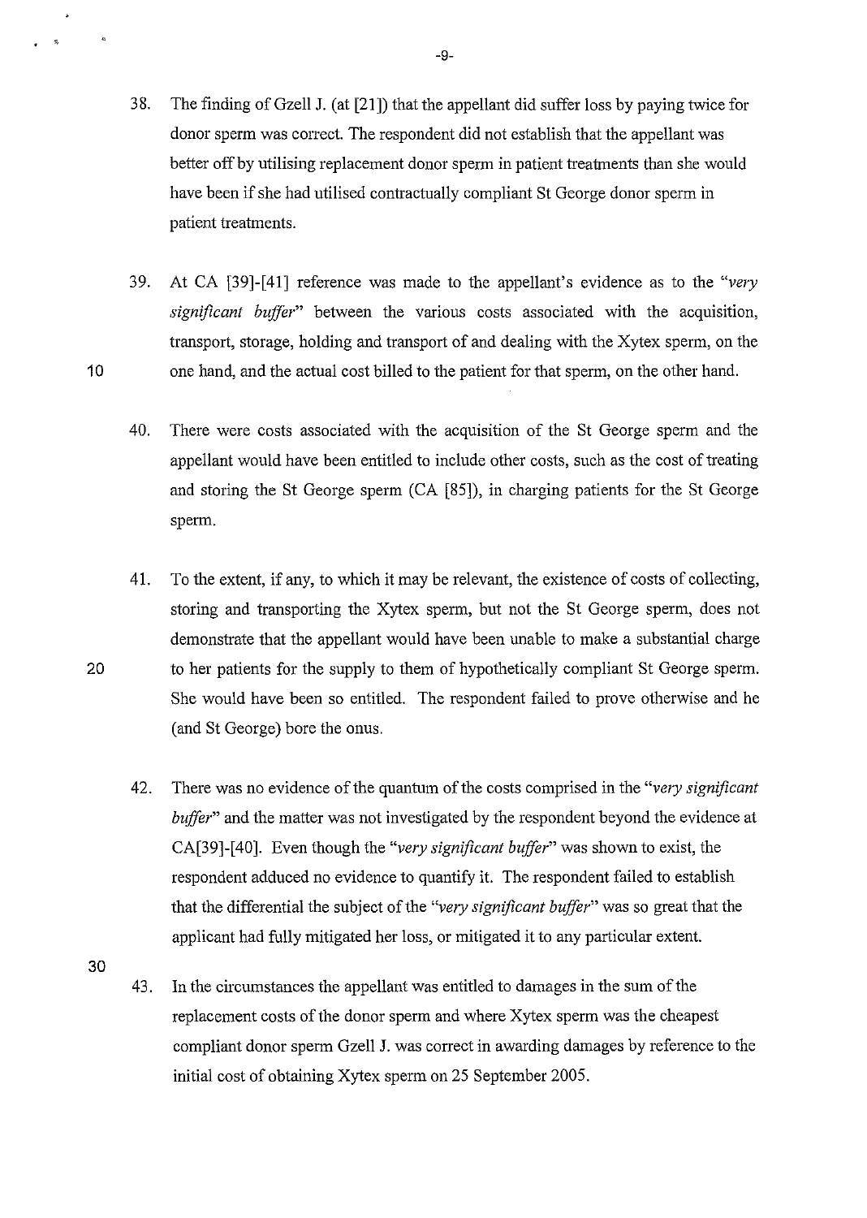38. The finding of Gzell J. (at [21]) that the appellant did suffer loss by paying twice for donor sperm was correct. The respondent did not establish that the appellant was better off by utilising replacement donor sperm in patient treatments than she would have been if she had utilised contractually compliant St George donor sperm in patient treatments.

39. At CA [39]-[41] reference was made to the appellant's evidence as to the "*very significant buffer*" between the various costs associated with the acquisition, transport, storage, holding and transport of and dealing with the Xytex sperm, on the one hand, and the actual cost billed to the patient for that sperm, on the other hand.

40. There were costs associated with the acquisition of the St George sperm and the appellant would have been entitled to include other costs, such as the cost of treating and storing the St George sperm (CA [85]), in charging patients for the St George sperm.

41. To the extent, if any, to which it may be relevant, the existence of costs of collecting, storing and transporting the Xytex sperm, but not the St George sperm, does not demonstrate that the appellant would have been unable to make a substantial charge to her patients for the supply to them of hypothetically compliant St George sperm. She would have been so entitled. The respondent failed to prove otherwise and he (and St George) bore the onus.

42. There was no evidence of the quantum of the costs comprised in the "*very significant buffer*" and the matter was not investigated by the respondent beyond the evidence at CA[39]-[40]. Even though the "*very significant buffer*" was shown to exist, the respondent adduced no evidence to quantify it. The respondent failed to establish that the differential the subject of the "*very significant buffer*" was so great that the applicant had fully mitigated her loss, or mitigated it to any particular extent.

43. In the circumstances the appellant was entitled to damages in the sum of the replacement costs of the donor sperm and where Xytex sperm was the cheapest compliant donor sperm Gzell J. was correct in awarding damages by reference to the initial cost of obtaining Xytex sperm on 25 September 2005.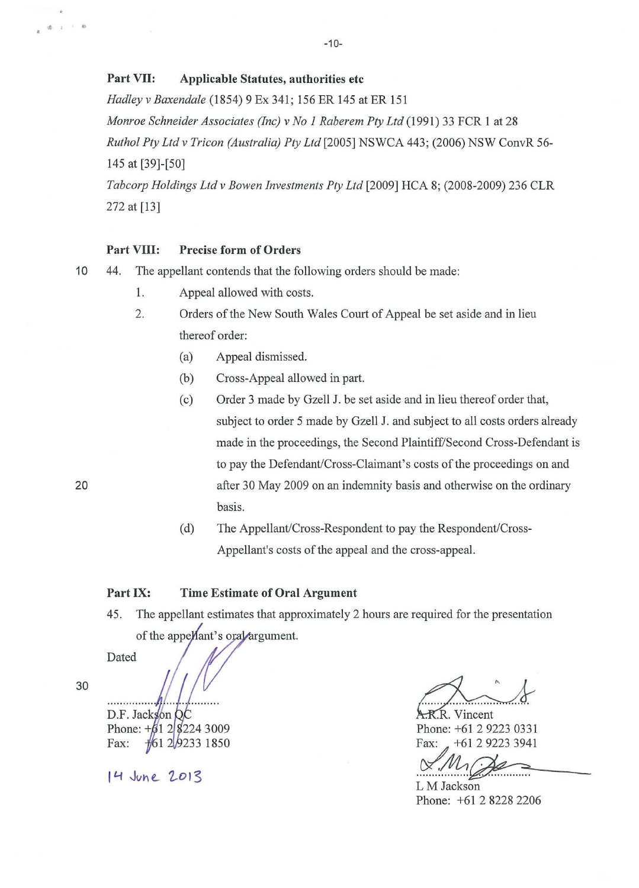## Part VII: Applicable Statutes, authorities etc

*Hadley v Baxendale* (1854) 9 Ex 341; 156 ER 145 at ER 151

*Monroe Schneider Associates (Inc) v No 1 Raberem Pty Ltd* (1991) 33 FCR 1 at 28

*Ruthol Pty Ltd v Tricon (Australia) Pty Ltd* [2005] NSWCA 443; (2006) NSW ConvR 56-145 at [39]-[50]

*Tabcorp Holdings Ltd v Bowen Investments Pty Ltd* [2009] HCA 8; (2008-2009) 236 CLR 272 at [13]

## Part VIII: Precise form of Orders

44. The appellant contends that the following orders should be made:

    1. Appeal allowed with costs.

    2. Orders of the New South Wales Court of Appeal be set aside and in lieu thereof order:

        (a) Appeal dismissed.

        (b) Cross-Appeal allowed in part.

        (c) Order 3 made by Gzell J. be set aside and in lieu thereof order that, subject to order 5 made by Gzell J. and subject to all costs orders already made in the proceedings, the Second Plaintiff/Second Cross-Defendant is to pay the Defendant/Cross-Claimant's costs of the proceedings on and after 30 May 2009 on an indemnity basis and otherwise on the ordinary basis.

        (d) The Appellant/Cross-Respondent to pay the Respondent/Cross-Appellant's costs of the appeal and the cross-appeal.

## Part IX: Time Estimate of Oral Argument

45. The appellant estimates that approximately 2 hours are required for the presentation of the appellant's oral argument.

Dated 14 June 2013

D.F. Jackson QC
Phone: +61 2 8224 3009
Fax: +61 2 9233 1850

A.R.R. Vincent
Phone: +61 2 9223 0331
Fax: +61 2 9223 3941

L M Jackson
Phone: +61 2 8228 2206